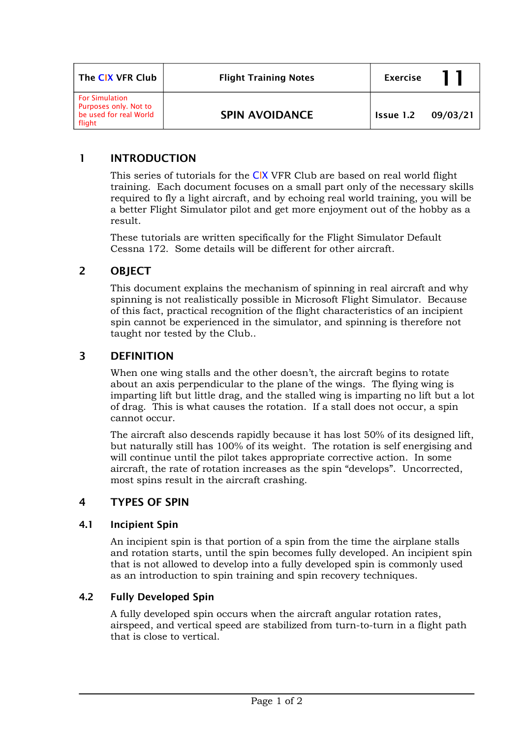| The CIX VFR Club | Flight Training Notes | Exercise 11 |
|---|---|---|
| For Simulation Purposes only. Not to be used for real World flight | SPIN AVOIDANCE | Issue 1.2 09/03/21 |

## 1 INTRODUCTION

This series of tutorials for the CIX VFR Club are based on real world flight training. Each document focuses on a small part only of the necessary skills required to fly a light aircraft, and by echoing real world training, you will be a better Flight Simulator pilot and get more enjoyment out of the hobby as a result.

These tutorials are written specifically for the Flight Simulator Default Cessna 172. Some details will be different for other aircraft.

## 2 OBJECT

This document explains the mechanism of spinning in real aircraft and why spinning is not realistically possible in Microsoft Flight Simulator. Because of this fact, practical recognition of the flight characteristics of an incipient spin cannot be experienced in the simulator, and spinning is therefore not taught nor tested by the Club..

## 3 DEFINITION

When one wing stalls and the other doesn't, the aircraft begins to rotate about an axis perpendicular to the plane of the wings. The flying wing is imparting lift but little drag, and the stalled wing is imparting no lift but a lot of drag. This is what causes the rotation. If a stall does not occur, a spin cannot occur.

The aircraft also descends rapidly because it has lost 50% of its designed lift, but naturally still has 100% of its weight. The rotation is self energising and will continue until the pilot takes appropriate corrective action. In some aircraft, the rate of rotation increases as the spin "develops". Uncorrected, most spins result in the aircraft crashing.

## 4 TYPES OF SPIN

### 4.1 Incipient Spin

An incipient spin is that portion of a spin from the time the airplane stalls and rotation starts, until the spin becomes fully developed. An incipient spin that is not allowed to develop into a fully developed spin is commonly used as an introduction to spin training and spin recovery techniques.

### 4.2 Fully Developed Spin

A fully developed spin occurs when the aircraft angular rotation rates, airspeed, and vertical speed are stabilized from turn-to-turn in a flight path that is close to vertical.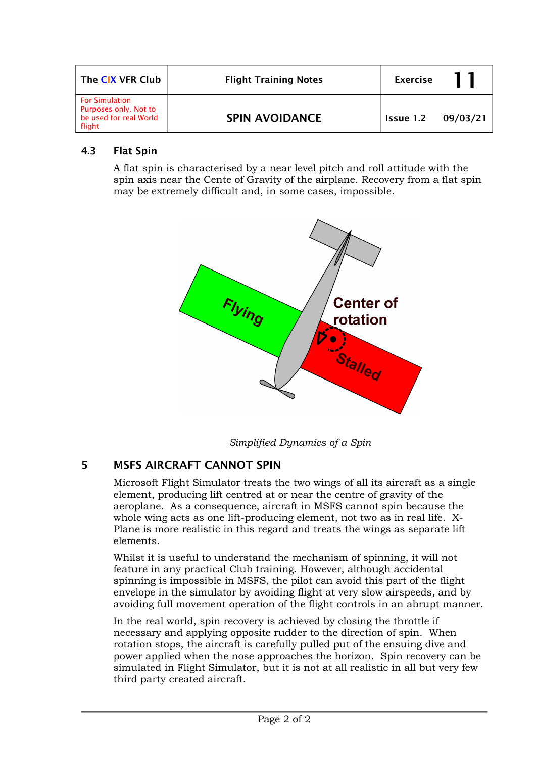### 4.3 Flat Spin

A flat spin is characterised by a near level pitch and roll attitude with the spin axis near the Cente of Gravity of the airplane. Recovery from a flat spin may be extremely difficult and, in some cases, impossible.

Flying

Center of rotation

Stalled

*Simplified Dynamics of a Spin*

## 5 MSFS AIRCRAFT CANNOT SPIN

Microsoft Flight Simulator treats the two wings of all its aircraft as a single element, producing lift centred at or near the centre of gravity of the aeroplane. As a consequence, aircraft in MSFS cannot spin because the whole wing acts as one lift-producing element, not two as in real life. X-Plane is more realistic in this regard and treats the wings as separate lift elements.

Whilst it is useful to understand the mechanism of spinning, it will not feature in any practical Club training. However, although accidental spinning is impossible in MSFS, the pilot can avoid this part of the flight envelope in the simulator by avoiding flight at very slow airspeeds, and by avoiding full movement operation of the flight controls in an abrupt manner.

In the real world, spin recovery is achieved by closing the throttle if necessary and applying opposite rudder to the direction of spin. When rotation stops, the aircraft is carefully pulled put of the ensuing dive and power applied when the nose approaches the horizon. Spin recovery can be simulated in Flight Simulator, but it is not at all realistic in all but very few third party created aircraft.